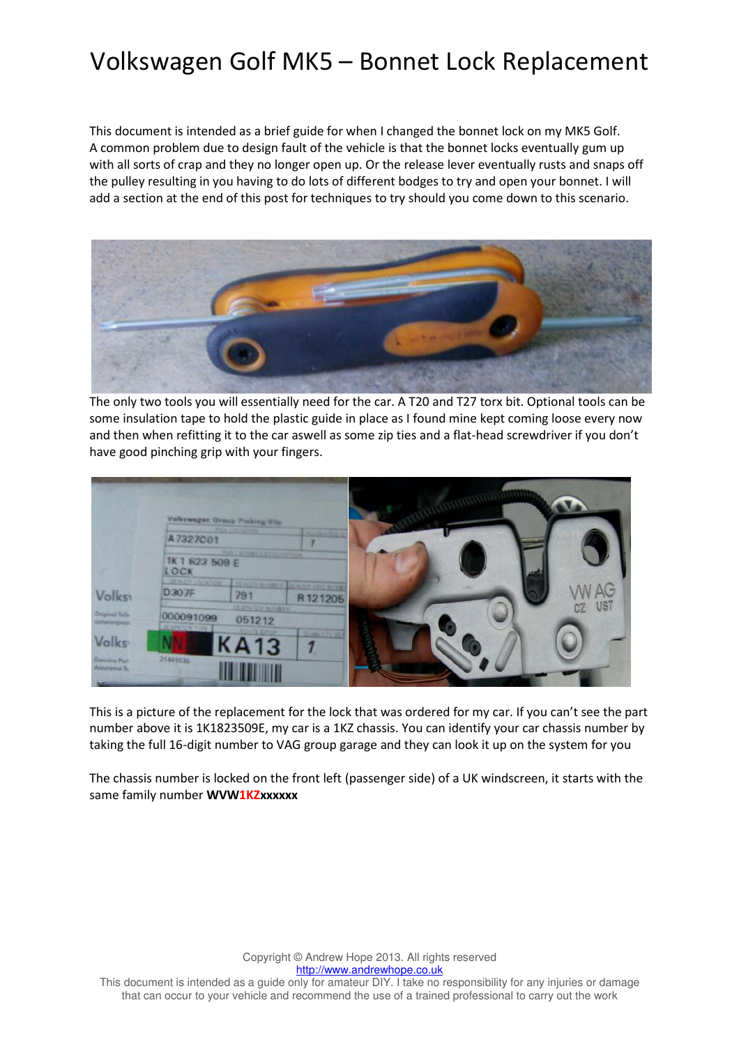# Volkswagen Golf MK5 – Bonnet Lock Replacement

This document is intended as a brief guide for when I changed the bonnet lock on my MK5 Golf. A common problem due to design fault of the vehicle is that the bonnet locks eventually gum up with all sorts of crap and they no longer open up. Or the release lever eventually rusts and snaps off the pulley resulting in you having to do lots of different bodges to try and open your bonnet. I will add a section at the end of this post for techniques to try should you come down to this scenario.

The only two tools you will essentially need for the car. A T20 and T27 torx bit. Optional tools can be some insulation tape to hold the plastic guide in place as I found mine kept coming loose every now and then when refitting it to the car aswell as some zip ties and a flat-head screwdriver if you don't have good pinching grip with your fingers.

This is a picture of the replacement for the lock that was ordered for my car. If you can't see the part number above it is 1K1823509E, my car is a 1KZ chassis. You can identify your car chassis number by taking the full 16-digit number to VAG group garage and they can look it up on the system for you

The chassis number is locked on the front left (passenger side) of a UK windscreen, it starts with the same family number **WVW1KZxxxxxx**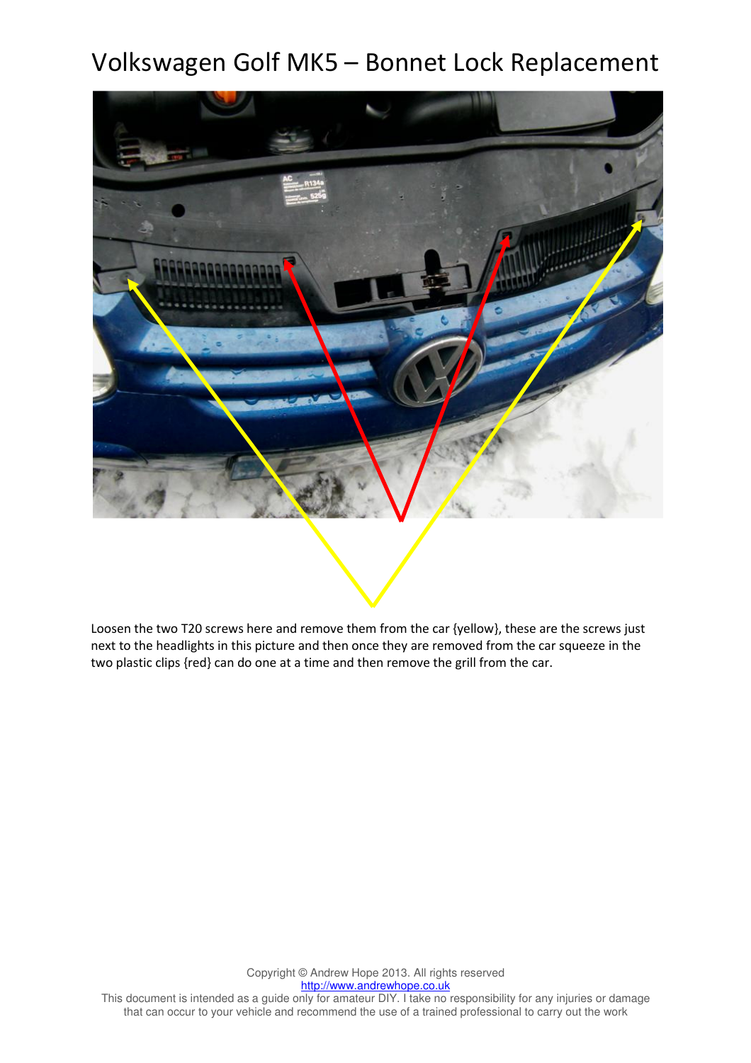# Volkswagen Golf MK5 – Bonnet Lock Replacement

Loosen the two T20 screws here and remove them from the car {yellow}, these are the screws just next to the headlights in this picture and then once they are removed from the car squeeze in the two plastic clips {red} can do one at a time and then remove the grill from the car.

Copyright © Andrew Hope 2013. All rights reserved
http://www.andrewhope.co.uk
This document is intended as a guide only for amateur DIY. I take no responsibility for any injuries or damage that can occur to your vehicle and recommend the use of a trained professional to carry out the work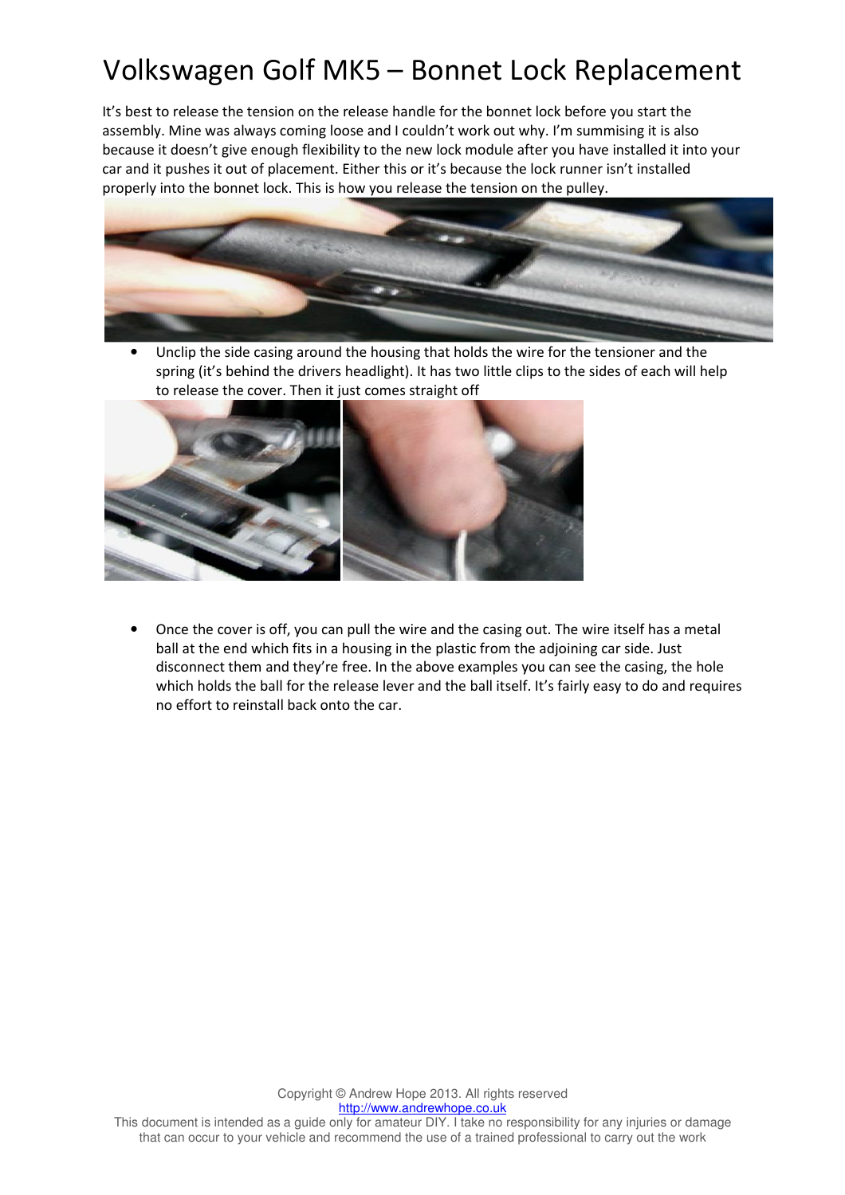# Volkswagen Golf MK5 – Bonnet Lock Replacement

It's best to release the tension on the release handle for the bonnet lock before you start the assembly. Mine was always coming loose and I couldn't work out why. I'm summising it is also because it doesn't give enough flexibility to the new lock module after you have installed it into your car and it pushes it out of placement. Either this or it's because the lock runner isn't installed properly into the bonnet lock. This is how you release the tension on the pulley.

- Unclip the side casing around the housing that holds the wire for the tensioner and the spring (it's behind the drivers headlight). It has two little clips to the sides of each will help to release the cover. Then it just comes straight off

- Once the cover is off, you can pull the wire and the casing out. The wire itself has a metal ball at the end which fits in a housing in the plastic from the adjoining car side. Just disconnect them and they're free. In the above examples you can see the casing, the hole which holds the ball for the release lever and the ball itself. It's fairly easy to do and requires no effort to reinstall back onto the car.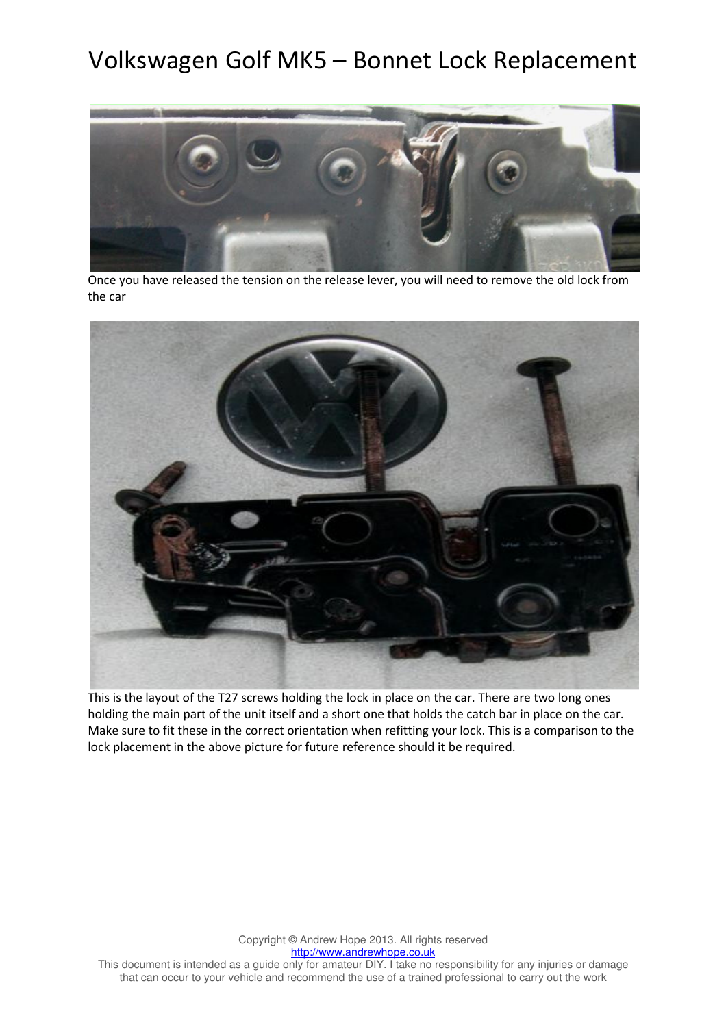# Volkswagen Golf MK5 – Bonnet Lock Replacement

Once you have released the tension on the release lever, you will need to remove the old lock from the car

This is the layout of the T27 screws holding the lock in place on the car. There are two long ones holding the main part of the unit itself and a short one that holds the catch bar in place on the car. Make sure to fit these in the correct orientation when refitting your lock. This is a comparison to the lock placement in the above picture for future reference should it be required.

Copyright © Andrew Hope 2013. All rights reserved
http://www.andrewhope.co.uk
This document is intended as a guide only for amateur DIY. I take no responsibility for any injuries or damage that can occur to your vehicle and recommend the use of a trained professional to carry out the work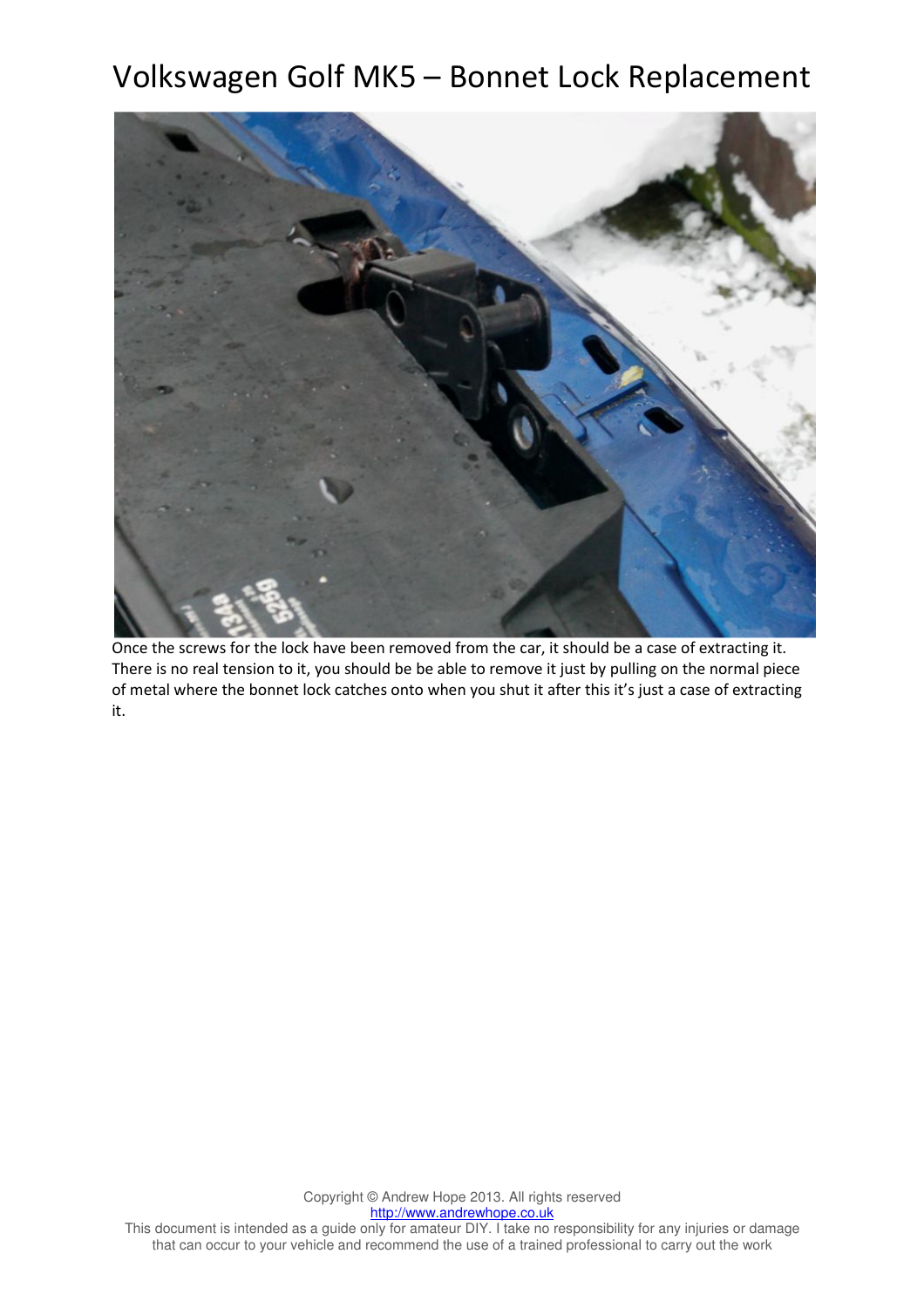Once the screws for the lock have been removed from the car, it should be a case of extracting it. There is no real tension to it, you should be be able to remove it just by pulling on the normal piece of metal where the bonnet lock catches onto when you shut it after this it's just a case of extracting it.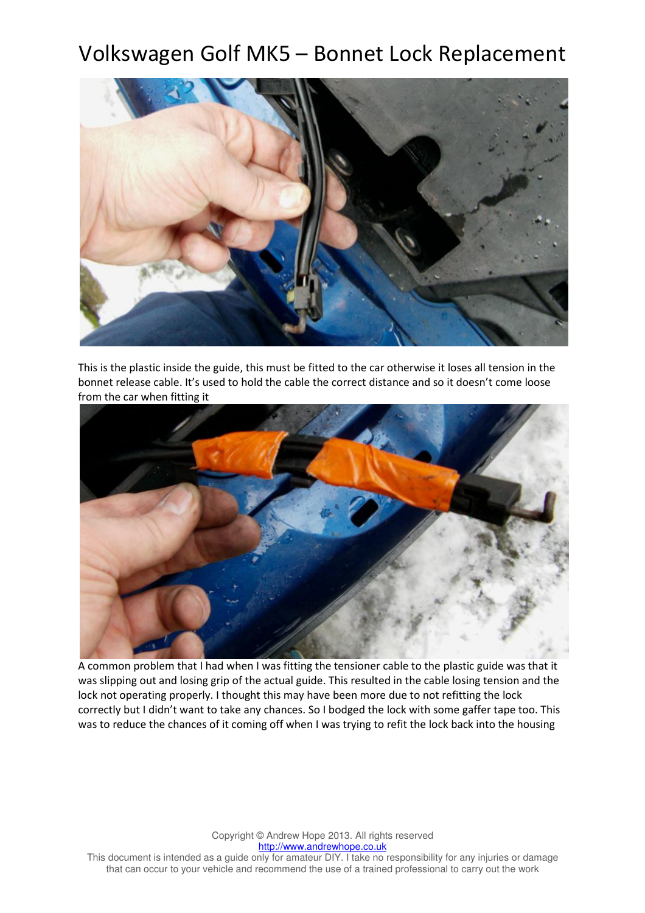# Volkswagen Golf MK5 – Bonnet Lock Replacement

This is the plastic inside the guide, this must be fitted to the car otherwise it loses all tension in the bonnet release cable. It's used to hold the cable the correct distance and so it doesn't come loose from the car when fitting it

A common problem that I had when I was fitting the tensioner cable to the plastic guide was that it was slipping out and losing grip of the actual guide. This resulted in the cable losing tension and the lock not operating properly. I thought this may have been more due to not refitting the lock correctly but I didn't want to take any chances. So I bodged the lock with some gaffer tape too. This was to reduce the chances of it coming off when I was trying to refit the lock back into the housing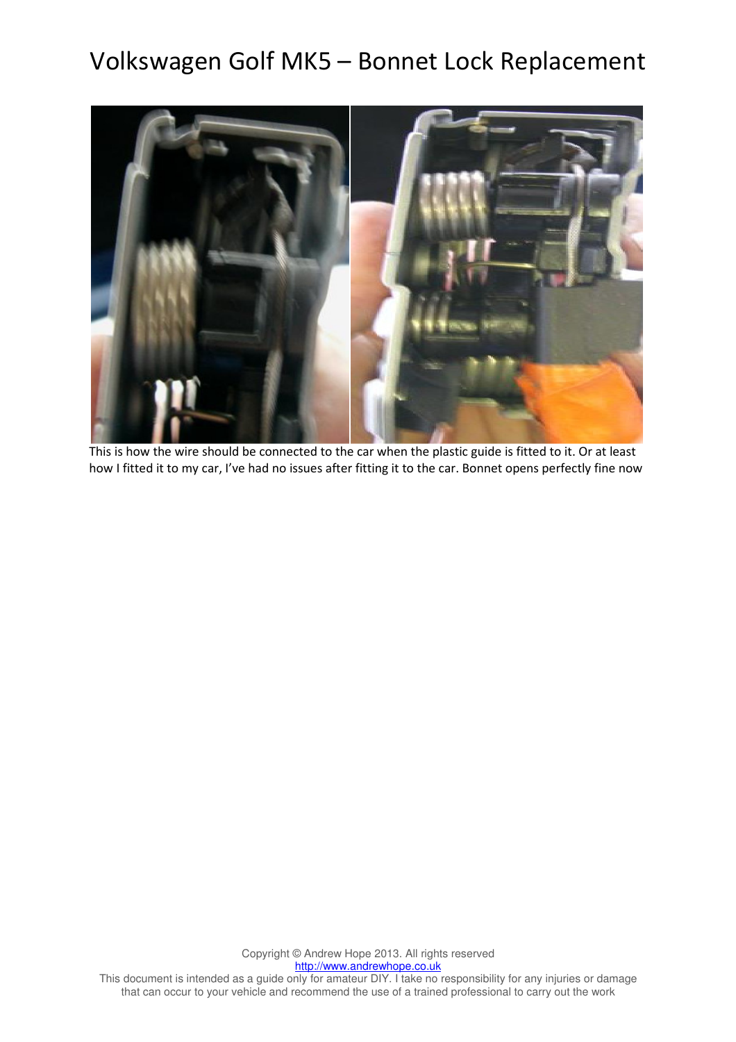# Volkswagen Golf MK5 – Bonnet Lock Replacement

This is how the wire should be connected to the car when the plastic guide is fitted to it. Or at least how I fitted it to my car, I've had no issues after fitting it to the car. Bonnet opens perfectly fine now

Copyright © Andrew Hope 2013. All rights reserved
http://www.andrewhope.co.uk
This document is intended as a guide only for amateur DIY. I take no responsibility for any injuries or damage that can occur to your vehicle and recommend the use of a trained professional to carry out the work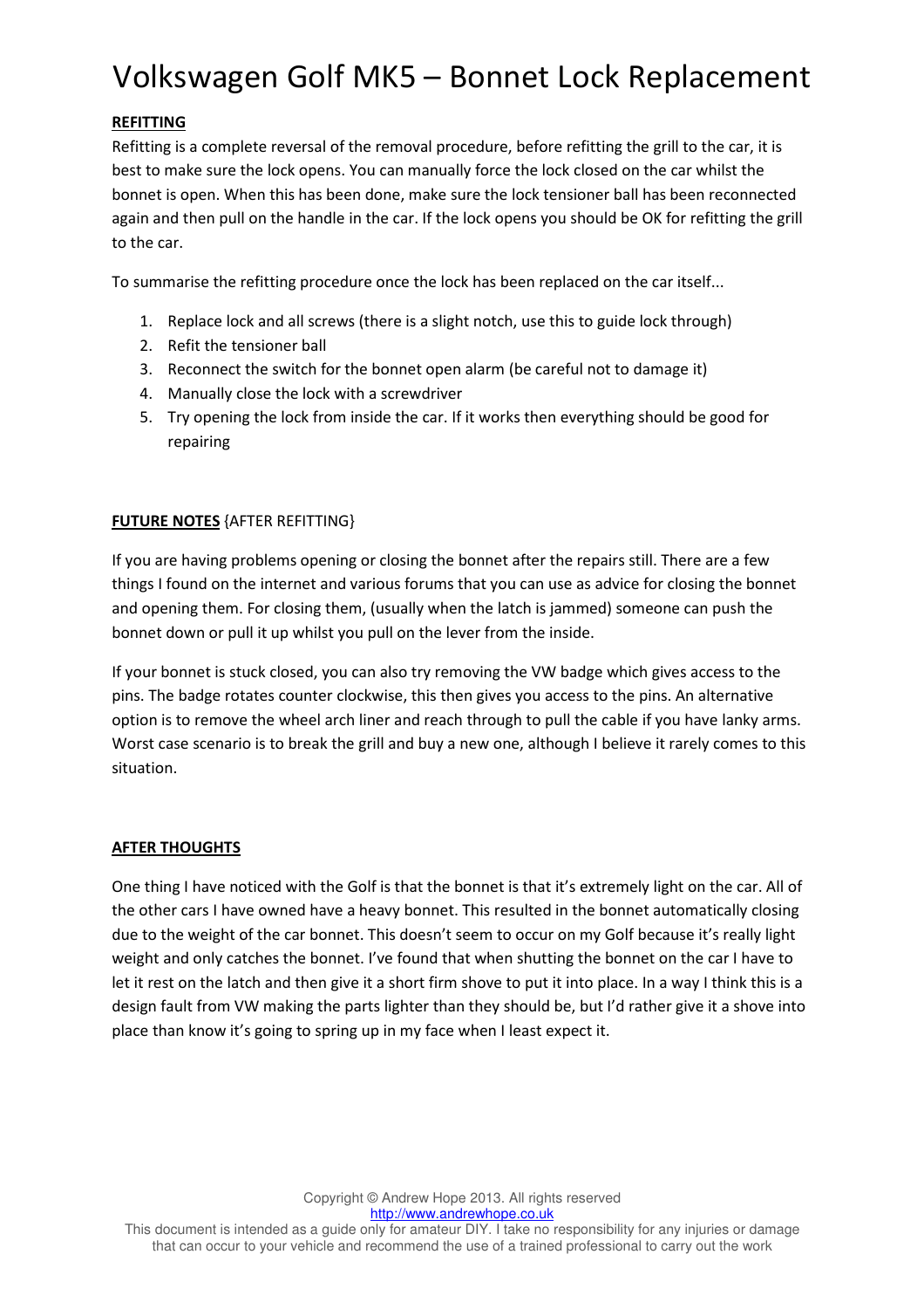# Volkswagen Golf MK5 – Bonnet Lock Replacement

**REFITTING**

Refitting is a complete reversal of the removal procedure, before refitting the grill to the car, it is best to make sure the lock opens. You can manually force the lock closed on the car whilst the bonnet is open. When this has been done, make sure the lock tensioner ball has been reconnected again and then pull on the handle in the car. If the lock opens you should be OK for refitting the grill to the car.

To summarise the refitting procedure once the lock has been replaced on the car itself...

1. Replace lock and all screws (there is a slight notch, use this to guide lock through)
2. Refit the tensioner ball
3. Reconnect the switch for the bonnet open alarm (be careful not to damage it)
4. Manually close the lock with a screwdriver
5. Try opening the lock from inside the car. If it works then everything should be good for repairing

**FUTURE NOTES** {AFTER REFITTING}

If you are having problems opening or closing the bonnet after the repairs still. There are a few things I found on the internet and various forums that you can use as advice for closing the bonnet and opening them. For closing them, (usually when the latch is jammed) someone can push the bonnet down or pull it up whilst you pull on the lever from the inside.

If your bonnet is stuck closed, you can also try removing the VW badge which gives access to the pins. The badge rotates counter clockwise, this then gives you access to the pins. An alternative option is to remove the wheel arch liner and reach through to pull the cable if you have lanky arms. Worst case scenario is to break the grill and buy a new one, although I believe it rarely comes to this situation.

**AFTER THOUGHTS**

One thing I have noticed with the Golf is that the bonnet is that it's extremely light on the car. All of the other cars I have owned have a heavy bonnet. This resulted in the bonnet automatically closing due to the weight of the car bonnet. This doesn't seem to occur on my Golf because it's really light weight and only catches the bonnet. I've found that when shutting the bonnet on the car I have to let it rest on the latch and then give it a short firm shove to put it into place. In a way I think this is a design fault from VW making the parts lighter than they should be, but I'd rather give it a shove into place than know it's going to spring up in my face when I least expect it.